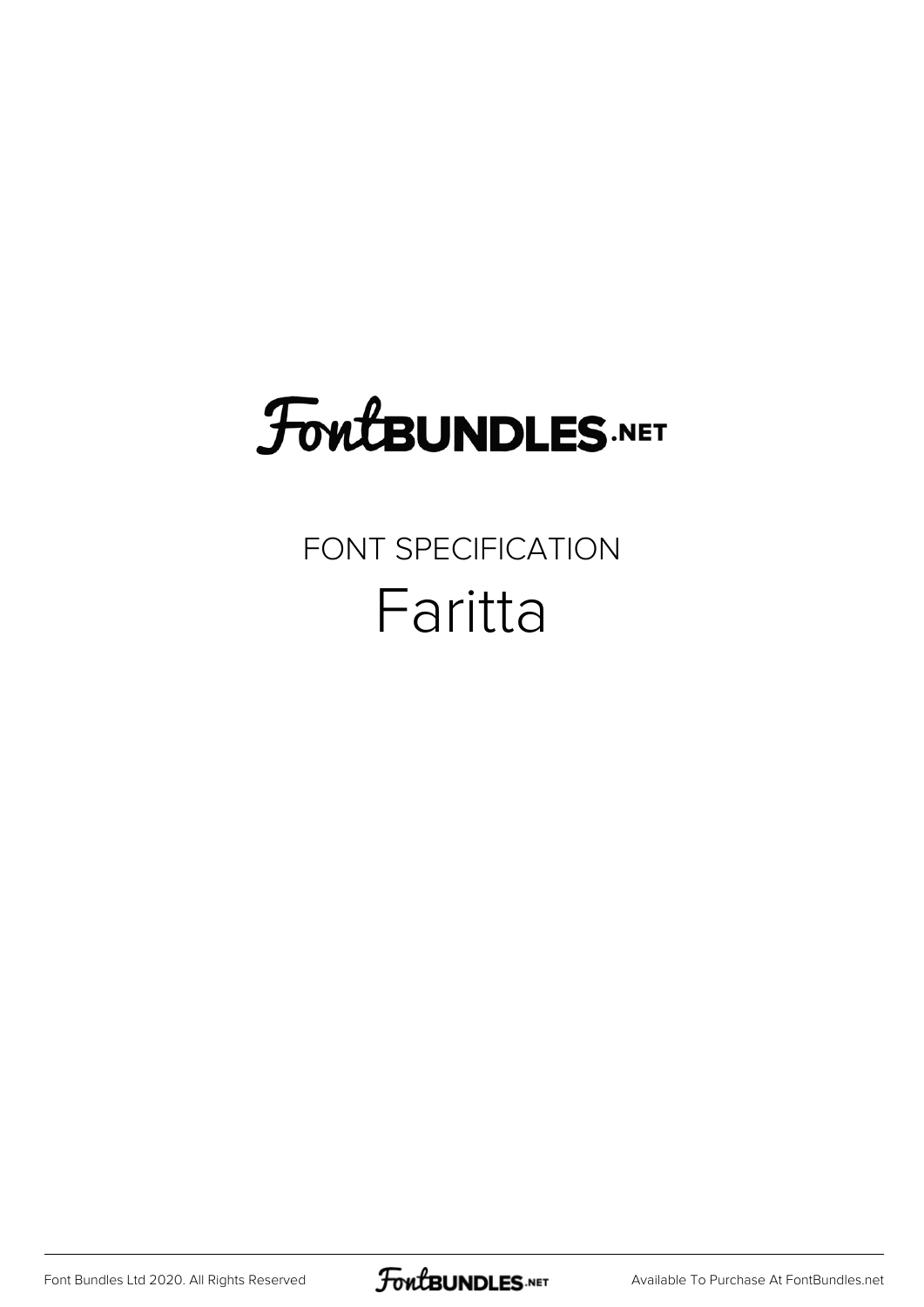# FontBUNDLES.NET

FONT SPECIFICATION

## Faritta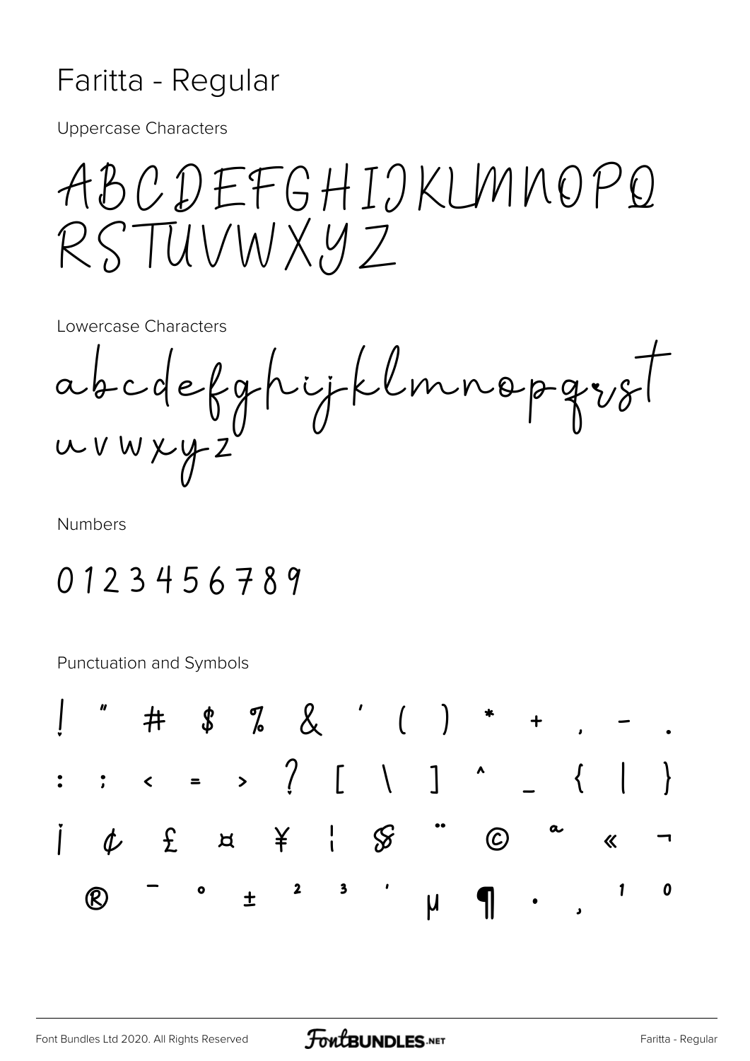# Faritta - Regular

Uppercase Characters

ABCDEFGHIJKLMNOPQ
RSTUVWXYZ

Lowercase Characters

abcdefghijklmnopqrst
uvwxyz

Numbers

0123456789

Punctuation and Symbols

! " # $ % & ' ( ) * + , - .
: ; < = > ? [ \ ] ^ _ { | }
¡ ¢ £ ¤ ¥ ¦ § ¨ © ª « ¬
® ¯ ° ± ² ³ ´ µ ¶ · ¸ ¹ º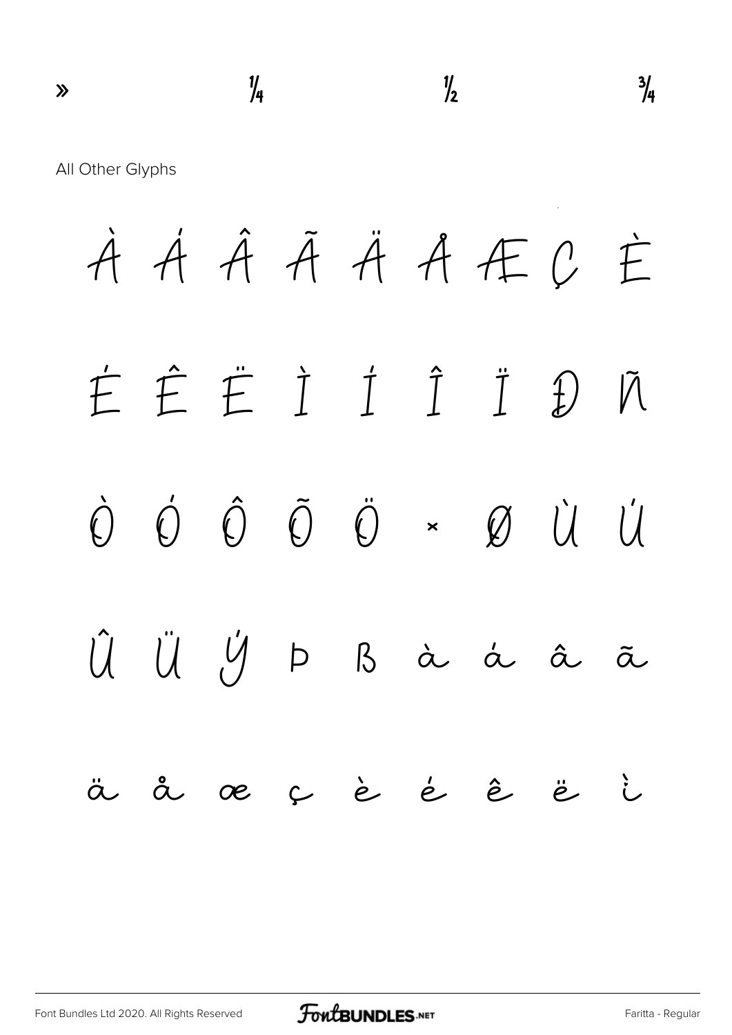» ¼ ½ ¾

All Other Glyphs

À Á Â Ã Ä Å Æ Ç È

É Ê Ë Ì Í Î Ï Ð Ñ

Ò Ó Ô Õ Ö × Ø Ù Ú

Û Ü Ý Þ ß à á â ã

ä å æ ç è é ê ë ì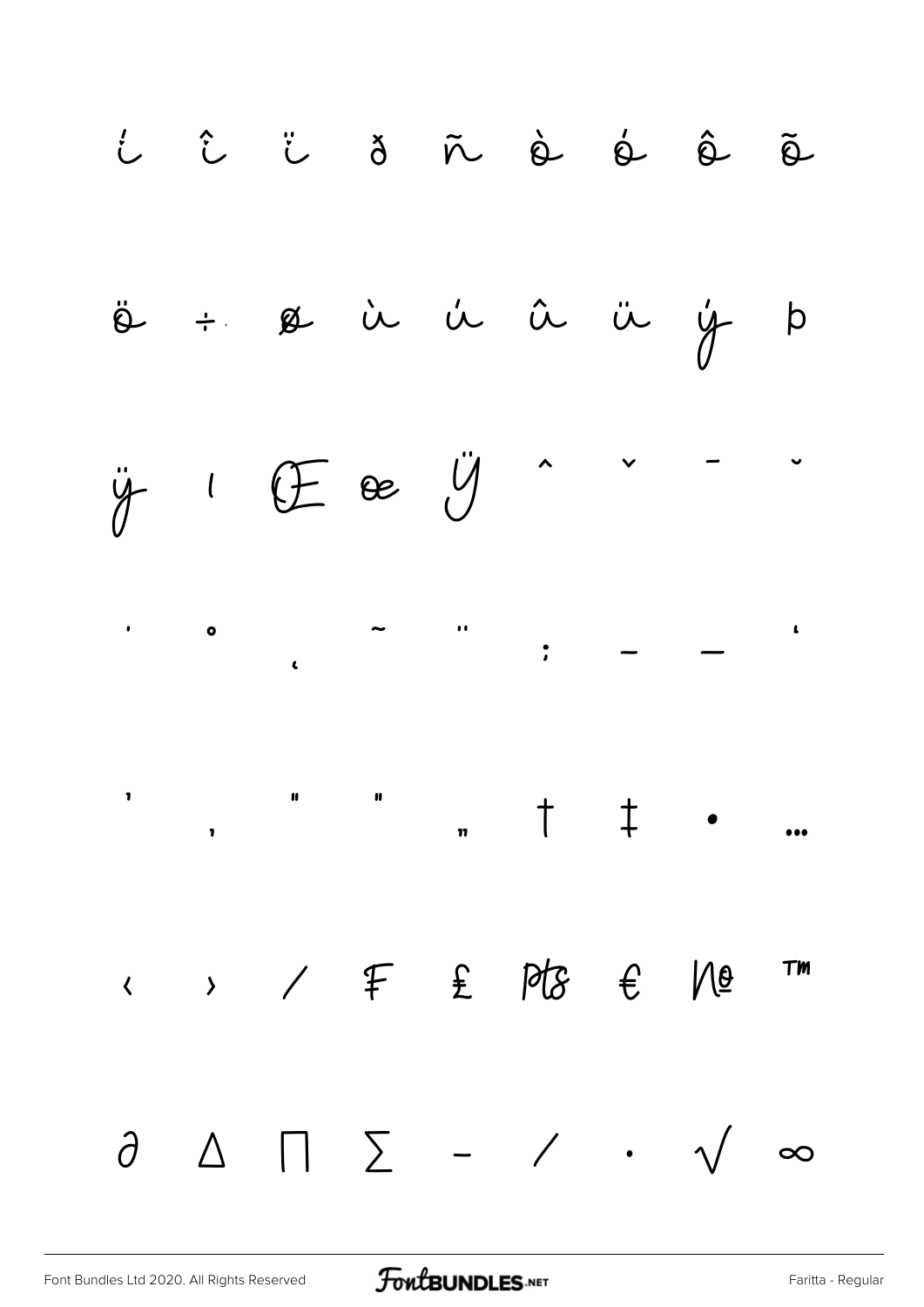ì í î ï ð ñ ò ó ô õ

ö ÷ ø ù ú û ü ý þ

ÿ ı Œ œ Ÿ ˆ ˇ ¯ ˘

˙ ˚ ˛ ˜ ˝ ; – — ‘

’ ‚ “ ” „ † ‡ • …

‹ › ⁄ ₣ ₤ ₧ € № ™

∂ ∆ ∏ ∑ − ∕ ∙ √ ∞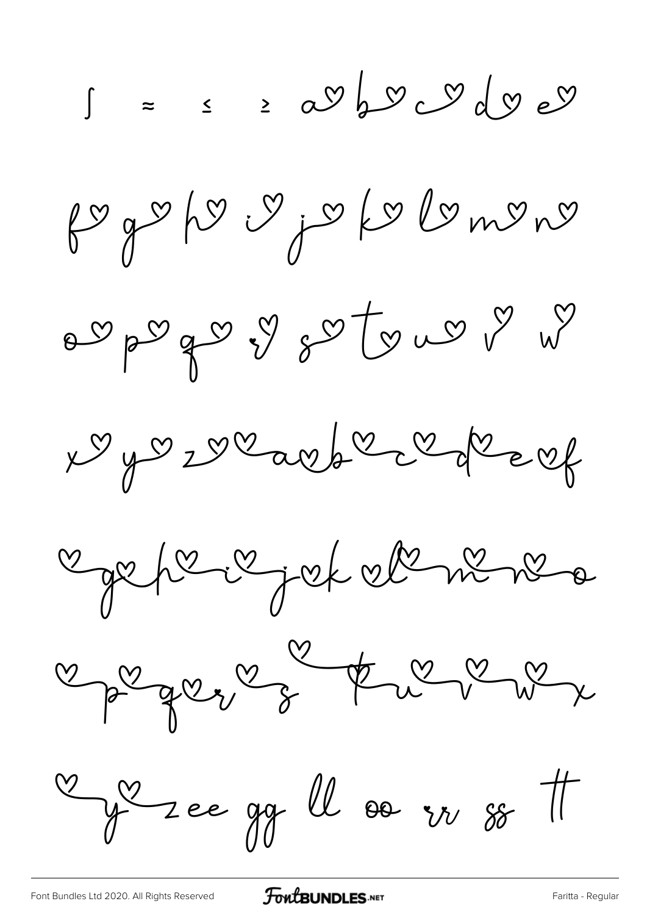∫ ≈ ≤ ≥ a♡ b♡ c♡ d♡ e♡

f♡ g♡ h♡ i♡ j♡ k♡ l♡ m♡ n♡

o♡ p♡ q♡ r♡ s♡ t♡ u♡ v♡ w♡

x♡ y♡ z♡ ♡a ♡b ♡c ♡d ♡e ♡f

♡g ♡h ♡i ♡j ♡k ♡l ♡m ♡n ♡o

♡p ♡q ♡r ♡s ♡t ♡u ♡v ♡w ♡x

♡y ♡z ee gg ll oo rr ss tt

Font Bundles Ltd 2020. All Rights Reserved FontBUNDLES.NET Faritta - Regular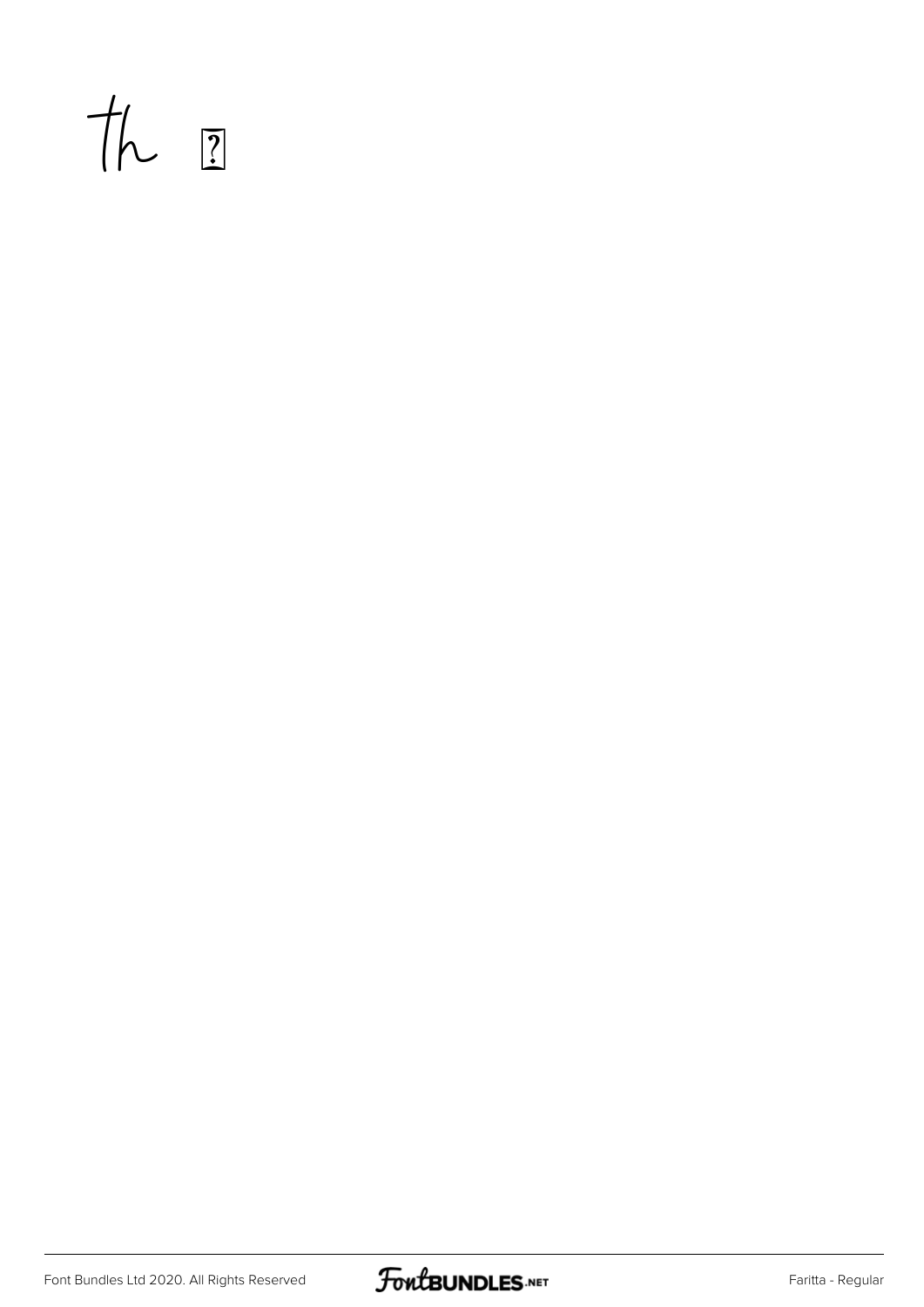th ?